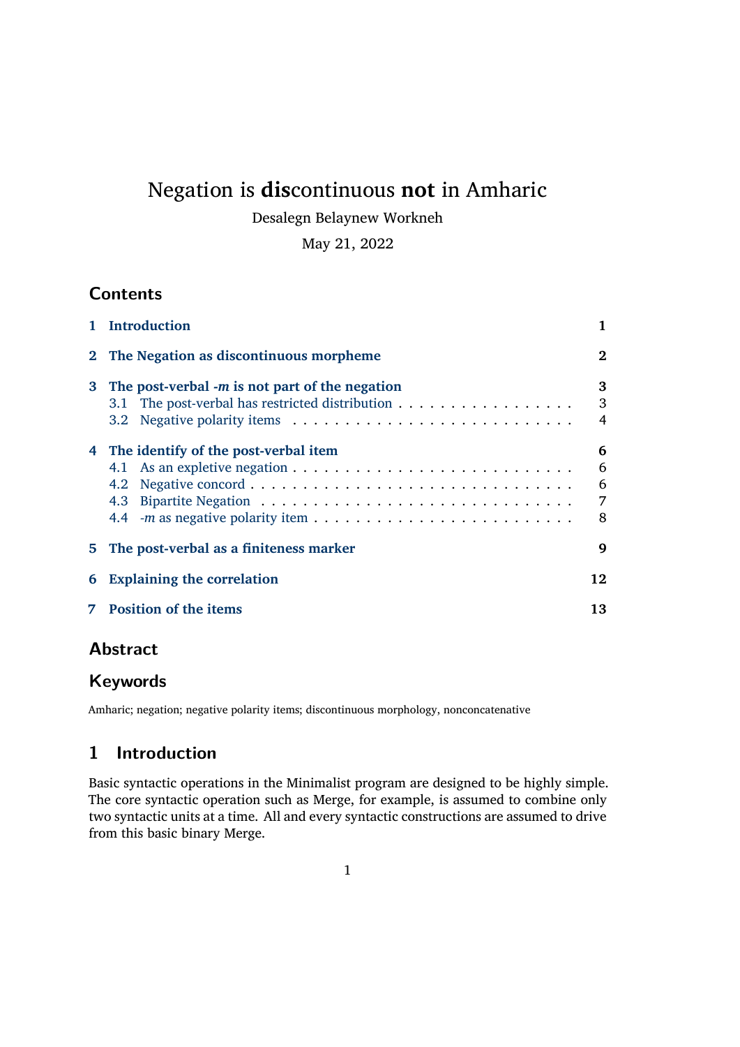# Negation is **dis**continuous **not** in Amharic

Desalegn Belaynew Workneh

May 21, 2022

## Contents

- **1 Introduction** — 1
- **2 The Negation as discontinuous morpheme** — 2
- **3 The post-verbal *-m* is not part of the negation** — 3
  - 3.1 The post-verbal has restricted distribution — 3
  - 3.2 Negative polarity items — 4
- **4 The identify of the post-verbal item** — 6
  - 4.1 As an expletive negation — 6
  - 4.2 Negative concord — 6
  - 4.3 Bipartite Negation — 7
  - 4.4 *-m* as negative polarity item — 8
- **5 The post-verbal as a finiteness marker** — 9
- **6 Explaining the correlation** — 12
- **7 Position of the items** — 13

## Abstract

## Keywords

Amharic; negation; negative polarity items; discontinuous morphology, nonconcatenative

## 1 Introduction

Basic syntactic operations in the Minimalist program are designed to be highly simple. The core syntactic operation such as Merge, for example, is assumed to combine only two syntactic units at a time. All and every syntactic constructions are assumed to drive from this basic binary Merge.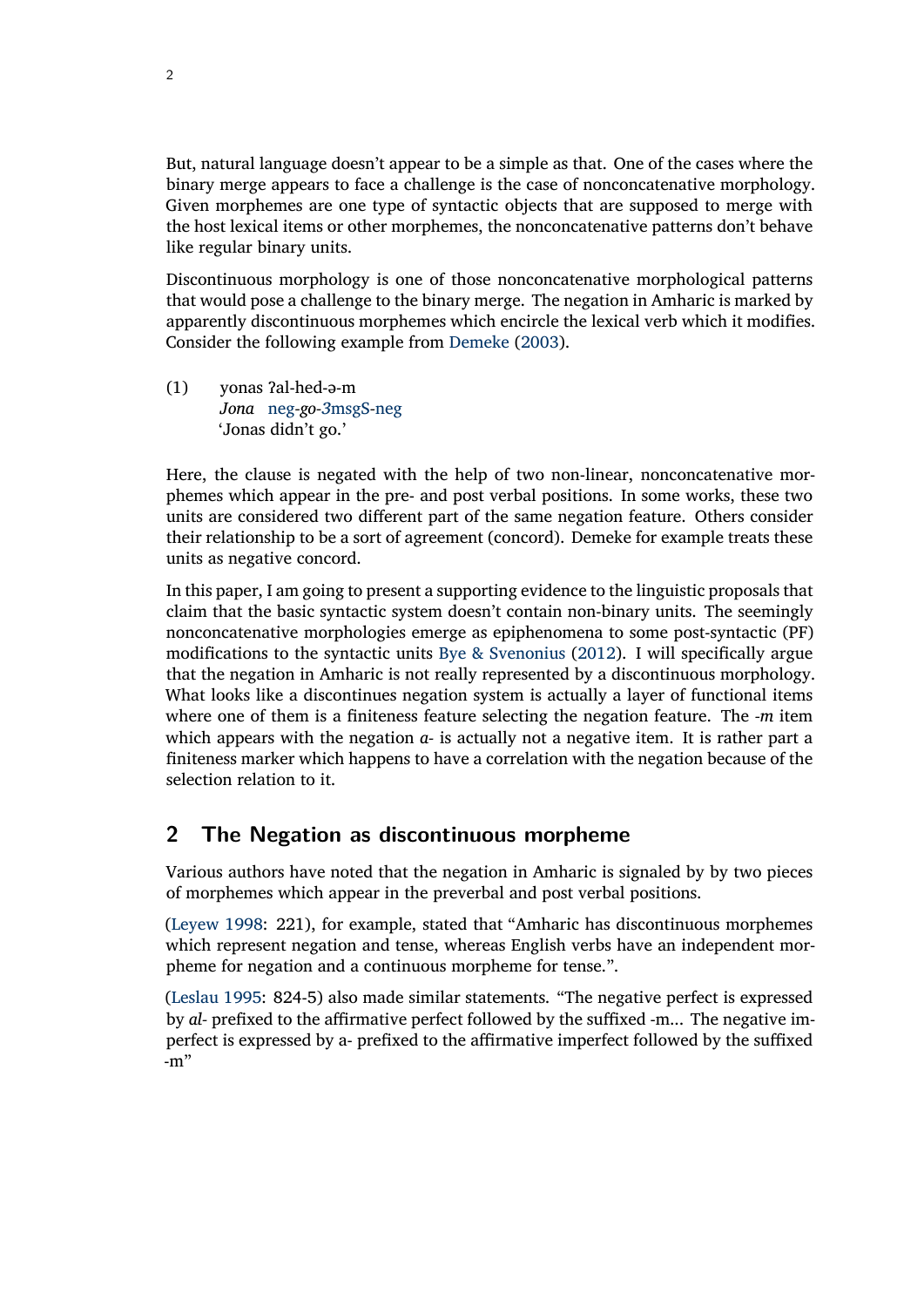But, natural language doesn't appear to be a simple as that. One of the cases where the binary merge appears to face a challenge is the case of nonconcatenative morphology. Given morphemes are one type of syntactic objects that are supposed to merge with the host lexical items or other morphemes, the nonconcatenative patterns don't behave like regular binary units.

Discontinuous morphology is one of those nonconcatenative morphological patterns that would pose a challenge to the binary merge. The negation in Amharic is marked by apparently discontinuous morphemes which encircle the lexical verb which it modifies. Consider the following example from Demeke (2003).

(1) yonas ʔal-hed-ə-m
*Jona* neg-*go*-3msgS-neg
'Jonas didn't go.'

Here, the clause is negated with the help of two non-linear, nonconcatenative morphemes which appear in the pre- and post verbal positions. In some works, these two units are considered two different part of the same negation feature. Others consider their relationship to be a sort of agreement (concord). Demeke for example treats these units as negative concord.

In this paper, I am going to present a supporting evidence to the linguistic proposals that claim that the basic syntactic system doesn't contain non-binary units. The seemingly nonconcatenative morphologies emerge as epiphenomena to some post-syntactic (PF) modifications to the syntactic units Bye & Svenonius (2012). I will specifically argue that the negation in Amharic is not really represented by a discontinuous morphology. What looks like a discontinues negation system is actually a layer of functional items where one of them is a finiteness feature selecting the negation feature. The *-m* item which appears with the negation *a-* is actually not a negative item. It is rather part a finiteness marker which happens to have a correlation with the negation because of the selection relation to it.

## 2 The Negation as discontinuous morpheme

Various authors have noted that the negation in Amharic is signaled by by two pieces of morphemes which appear in the preverbal and post verbal positions.

(Leyew 1998: 221), for example, stated that "Amharic has discontinuous morphemes which represent negation and tense, whereas English verbs have an independent morpheme for negation and a continuous morpheme for tense.".

(Leslau 1995: 824-5) also made similar statements. "The negative perfect is expressed by *al-* prefixed to the affirmative perfect followed by the suffixed -m... The negative imperfect is expressed by a- prefixed to the affirmative imperfect followed by the suffixed -m"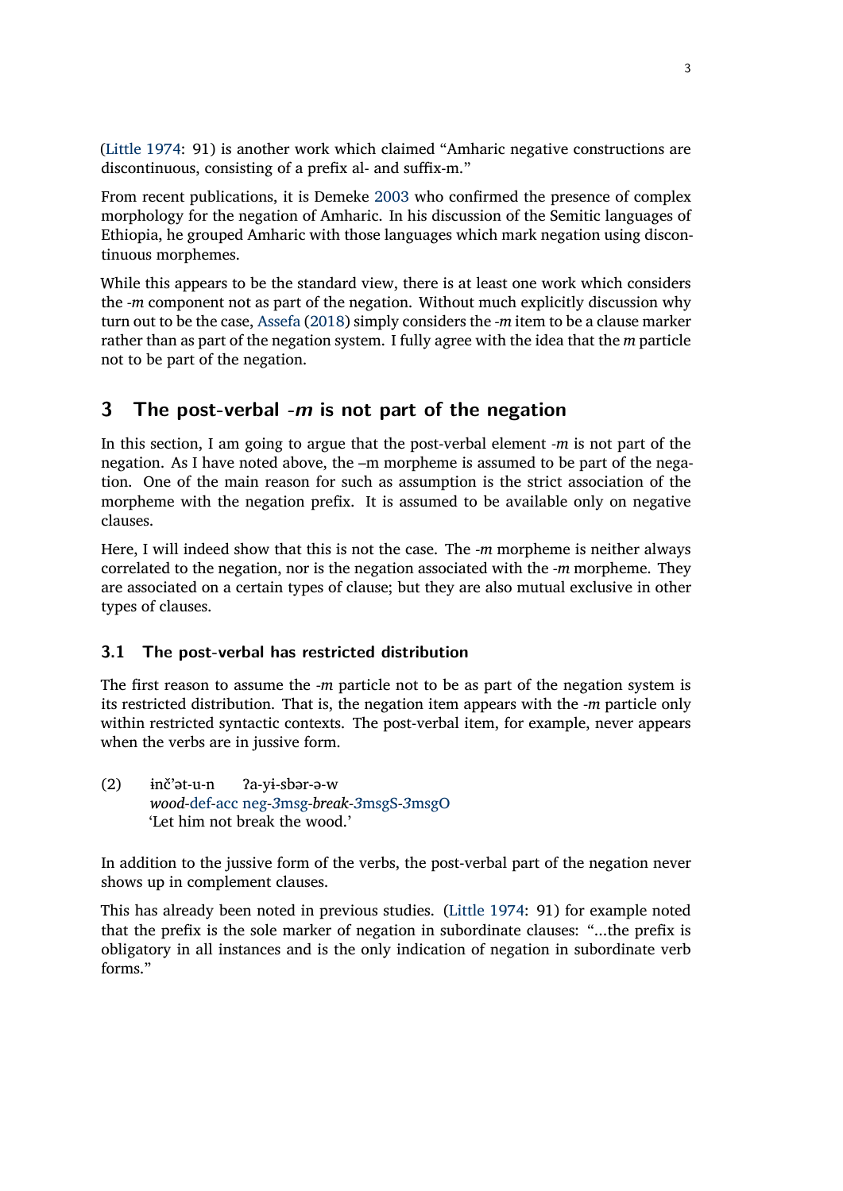(Little 1974: 91) is another work which claimed "Amharic negative constructions are discontinuous, consisting of a prefix al- and suffix-m."

From recent publications, it is Demeke 2003 who confirmed the presence of complex morphology for the negation of Amharic. In his discussion of the Semitic languages of Ethiopia, he grouped Amharic with those languages which mark negation using discontinuous morphemes.

While this appears to be the standard view, there is at least one work which considers the *-m* component not as part of the negation. Without much explicitly discussion why turn out to be the case, Assefa (2018) simply considers the *-m* item to be a clause marker rather than as part of the negation system. I fully agree with the idea that the *m* particle not to be part of the negation.

## 3 The post-verbal *-m* is not part of the negation

In this section, I am going to argue that the post-verbal element *-m* is not part of the negation. As I have noted above, the –m morpheme is assumed to be part of the negation. One of the main reason for such as assumption is the strict association of the morpheme with the negation prefix. It is assumed to be available only on negative clauses.

Here, I will indeed show that this is not the case. The *-m* morpheme is neither always correlated to the negation, nor is the negation associated with the *-m* morpheme. They are associated on a certain types of clause; but they are also mutual exclusive in other types of clauses.

### 3.1 The post-verbal has restricted distribution

The first reason to assume the *-m* particle not to be as part of the negation system is its restricted distribution. That is, the negation item appears with the *-m* particle only within restricted syntactic contexts. The post-verbal item, for example, never appears when the verbs are in jussive form.

(2) ɨnč'ət-u-n ʔa-yɨ-sbər-ə-w
*wood*-def-acc neg-*3*msg-*break*-*3*msgS-*3*msgO
'Let him not break the wood.'

In addition to the jussive form of the verbs, the post-verbal part of the negation never shows up in complement clauses.

This has already been noted in previous studies. (Little 1974: 91) for example noted that the prefix is the sole marker of negation in subordinate clauses: "...the prefix is obligatory in all instances and is the only indication of negation in subordinate verb forms."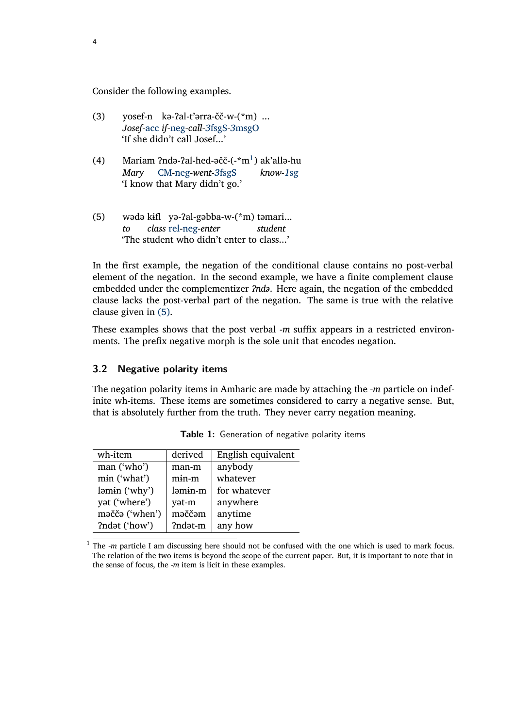Consider the following examples.

(3) yosef-n kə-ʔal-t'ərra-čč-w-(*m) ...
*Josef*-acc *if*-neg-*call*-*3*fsgS-*3*msgO
'If she didn't call Josef...'

(4) Mariam ʔndə-ʔal-hed-əčč-(-*m[1]) ak'allə-hu
*Mary* CM-neg-*went*-*3*fsgS *know*-*1*sg
'I know that Mary didn't go.'

(5) wədə kɨfl yə-ʔal-gəbba-w-(*m) təmari...
*to* *class* rel-neg-*enter* *student*
'The student who didn't enter to class...'

In the first example, the negation of the conditional clause contains no post-verbal element of the negation. In the second example, we have a finite complement clause embedded under the complementizer *ʔndə*. Here again, the negation of the embedded clause lacks the post-verbal part of the negation. The same is true with the relative clause given in (5).

These examples shows that the post verbal *-m* suffix appears in a restricted environments. The prefix negative morph is the sole unit that encodes negation.

### 3.2 Negative polarity items

The negation polarity items in Amharic are made by attaching the *-m* particle on indefinite wh-items. These items are sometimes considered to carry a negative sense. But, that is absolutely further from the truth. They never carry negation meaning.

**Table 1:** Generation of negative polarity items

| wh-item | derived | English equivalent |
|---|---|---|
| man ('who') | man-m | anybody |
| mɨn ('what') | mɨn-m | whatever |
| ləmɨn ('why') | ləmɨn-m | for whatever |
| yət ('where') | yət-m | anywhere |
| məččə ('when') | məččəm | anytime |
| ʔndət ('how') | ʔndət-m | any how |

[1] The *-m* particle I am discussing here should not be confused with the one which is used to mark focus. The relation of the two items is beyond the scope of the current paper. But, it is important to note that in the sense of focus, the *-m* item is licit in these examples.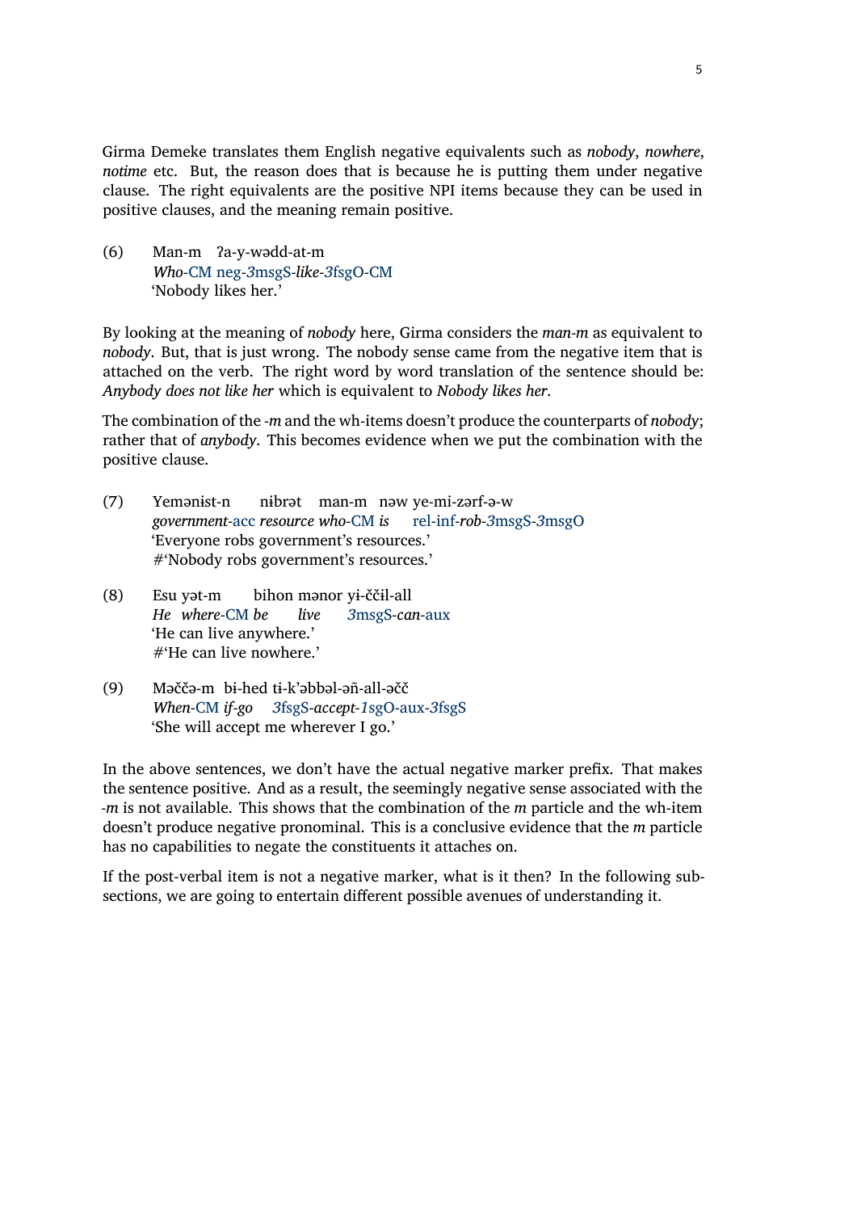Girma Demeke translates them English negative equivalents such as *nobody*, *nowhere*, *notime* etc. But, the reason does that is because he is putting them under negative clause. The right equivalents are the positive NPI items because they can be used in positive clauses, and the meaning remain positive.

(6) Man-m ʔa-y-wədd-at-m
*Who*-CM neg-*3*msgS-*like*-*3*fsgO-CM
'Nobody likes her.'

By looking at the meaning of *nobody* here, Girma considers the *man-m* as equivalent to *nobody*. But, that is just wrong. The nobody sense came from the negative item that is attached on the verb. The right word by word translation of the sentence should be: *Anybody does not like her* which is equivalent to *Nobody likes her*.

The combination of the *-m* and the wh-items doesn't produce the counterparts of *nobody*; rather that of *anybody*. This becomes evidence when we put the combination with the positive clause.

(7) Yemənist-n nɨbrət man-m nəw ye-mi-zərf-ə-w
*government*-acc *resource who*-CM *is* rel-inf-*rob*-*3*msgS-*3*msgO
'Everyone robs government's resources.'
#'Nobody robs government's resources.'

(8) Esu yət-m bihon mənor yɨ-ččɨl-all
*He where*-CM *be live* *3*msgS-*can*-aux
'He can live anywhere.'
#'He can live nowhere.'

(9) Məččə-m bɨ-hed tɨ-k'əbbəl-əñ-all-əčč
*When*-CM *if-go* *3*fsgS-*accept*-*1*sgO-aux-*3*fsgS
'She will accept me wherever I go.'

In the above sentences, we don't have the actual negative marker prefix. That makes the sentence positive. And as a result, the seemingly negative sense associated with the *-m* is not available. This shows that the combination of the *m* particle and the wh-item doesn't produce negative pronominal. This is a conclusive evidence that the *m* particle has no capabilities to negate the constituents it attaches on.

If the post-verbal item is not a negative marker, what is it then? In the following subsections, we are going to entertain different possible avenues of understanding it.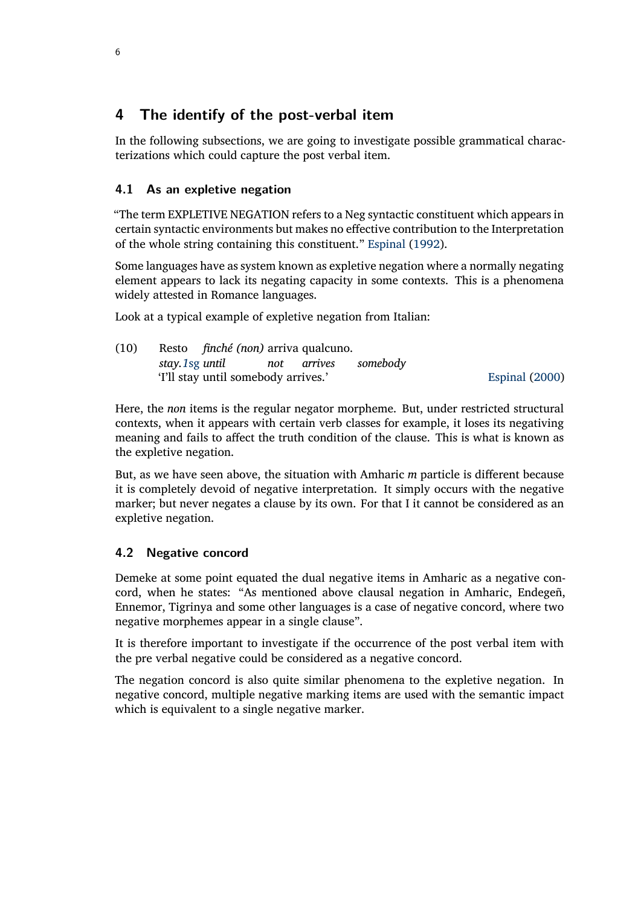## 4 The identify of the post-verbal item

In the following subsections, we are going to investigate possible grammatical characterizations which could capture the post verbal item.

### 4.1 As an expletive negation

"The term EXPLETIVE NEGATION refers to a Neg syntactic constituent which appears in certain syntactic environments but makes no effective contribution to the Interpretation of the whole string containing this constituent." Espinal (1992).

Some languages have as system known as expletive negation where a normally negating element appears to lack its negating capacity in some contexts. This is a phenomena widely attested in Romance languages.

Look at a typical example of expletive negation from Italian:

(10) Resto *finché (non)* arriva qualcuno.
*stay.1sg until not arrives somebody*
'I'll stay until somebody arrives.' Espinal (2000)

Here, the *non* items is the regular negator morpheme. But, under restricted structural contexts, when it appears with certain verb classes for example, it loses its negativing meaning and fails to affect the truth condition of the clause. This is what is known as the expletive negation.

But, as we have seen above, the situation with Amharic *m* particle is different because it is completely devoid of negative interpretation. It simply occurs with the negative marker; but never negates a clause by its own. For that I it cannot be considered as an expletive negation.

### 4.2 Negative concord

Demeke at some point equated the dual negative items in Amharic as a negative concord, when he states: "As mentioned above clausal negation in Amharic, Endegeñ, Ennemor, Tigrinya and some other languages is a case of negative concord, where two negative morphemes appear in a single clause".

It is therefore important to investigate if the occurrence of the post verbal item with the pre verbal negative could be considered as a negative concord.

The negation concord is also quite similar phenomena to the expletive negation. In negative concord, multiple negative marking items are used with the semantic impact which is equivalent to a single negative marker.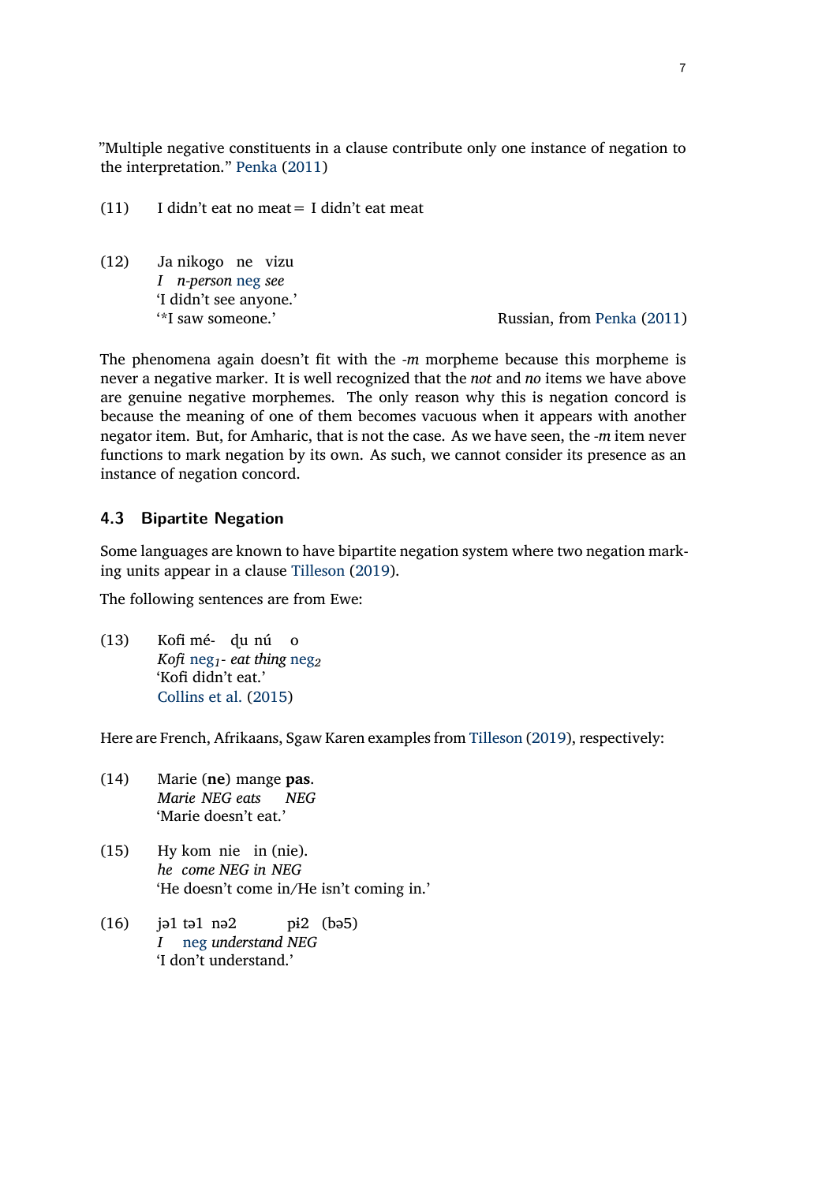"Multiple negative constituents in a clause contribute only one instance of negation to the interpretation." Penka (2011)

(11) I didn't eat no meat = I didn't eat meat

(12) Ja nikogo ne vizu
*I n-person* neg *see*
'I didn't see anyone.'
'*I saw someone.' — Russian, from Penka (2011)

The phenomena again doesn't fit with the *-m* morpheme because this morpheme is never a negative marker. It is well recognized that the *not* and *no* items we have above are genuine negative morphemes. The only reason why this is negation concord is because the meaning of one of them becomes vacuous when it appears with another negator item. But, for Amharic, that is not the case. As we have seen, the *-m* item never functions to mark negation by its own. As such, we cannot consider its presence as an instance of negation concord.

### 4.3 Bipartite Negation

Some languages are known to have bipartite negation system where two negation marking units appear in a clause Tilleson (2019).

The following sentences are from Ewe:

(13) Kofi mé- ɖu nú o
*Kofi* $\text{neg}_1$*- eat thing* $\text{neg}_2$
'Kofi didn't eat.'
Collins et al. (2015)

Here are French, Afrikaans, Sgaw Karen examples from Tilleson (2019), respectively:

(14) Marie (**ne**) mange **pas**.
*Marie NEG eats NEG*
'Marie doesn't eat.'

(15) Hy kom nie in (nie).
*he come NEG in NEG*
'He doesn't come in/He isn't coming in.'

(16) jə1 tə1 nə2 pɨ2 (bə5)
*I* neg *understand NEG*
'I don't understand.'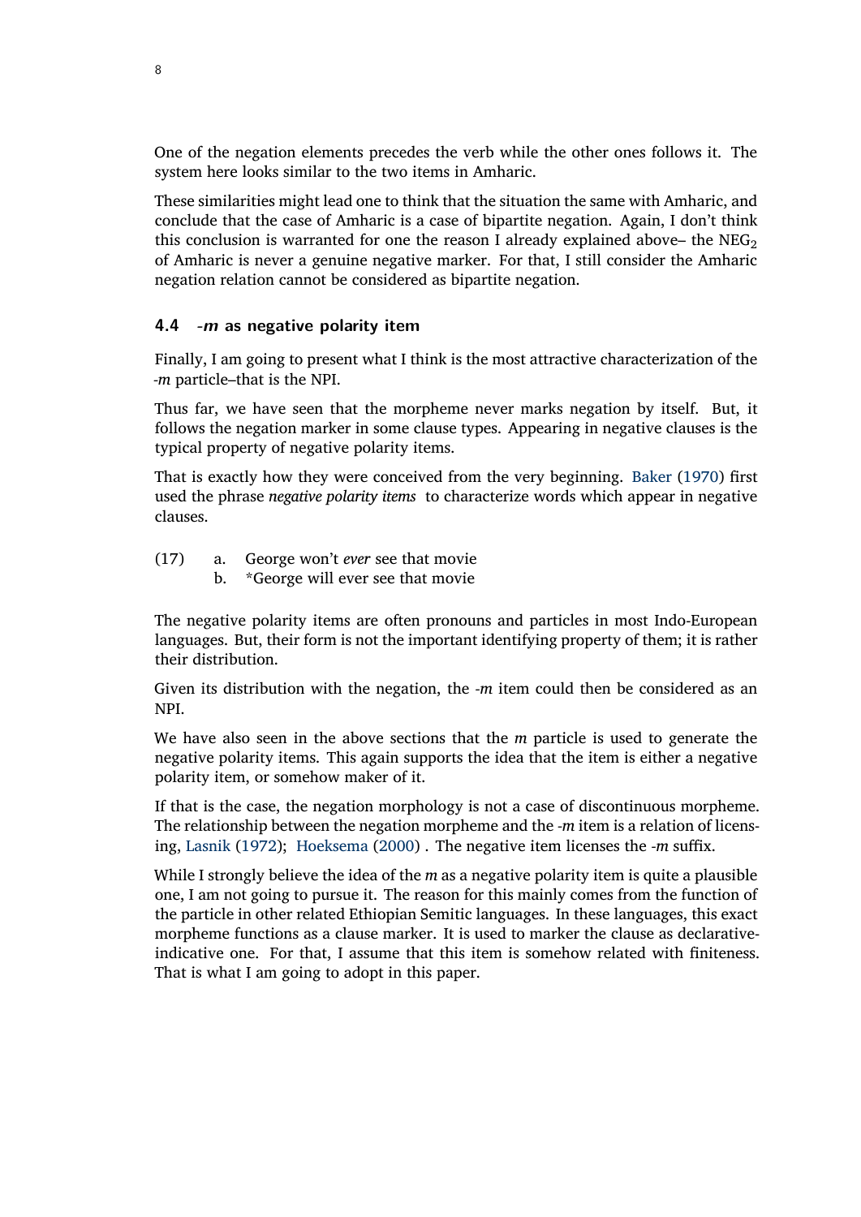One of the negation elements precedes the verb while the other ones follows it. The system here looks similar to the two items in Amharic.

These similarities might lead one to think that the situation the same with Amharic, and conclude that the case of Amharic is a case of bipartite negation. Again, I don't think this conclusion is warranted for one the reason I already explained above– the $\text{NEG}_2$ of Amharic is never a genuine negative marker. For that, I still consider the Amharic negation relation cannot be considered as bipartite negation.

### 4.4 *-m* as negative polarity item

Finally, I am going to present what I think is the most attractive characterization of the *-m* particle–that is the NPI.

Thus far, we have seen that the morpheme never marks negation by itself. But, it follows the negation marker in some clause types. Appearing in negative clauses is the typical property of negative polarity items.

That is exactly how they were conceived from the very beginning. Baker (1970) first used the phrase *negative polarity items* to characterize words which appear in negative clauses.

(17) a. George won't *ever* see that movie
 b. *George will ever see that movie

The negative polarity items are often pronouns and particles in most Indo-European languages. But, their form is not the important identifying property of them; it is rather their distribution.

Given its distribution with the negation, the *-m* item could then be considered as an NPI.

We have also seen in the above sections that the *m* particle is used to generate the negative polarity items. This again supports the idea that the item is either a negative polarity item, or somehow maker of it.

If that is the case, the negation morphology is not a case of discontinuous morpheme. The relationship between the negation morpheme and the *-m* item is a relation of licensing, Lasnik (1972); Hoeksema (2000) . The negative item licenses the *-m* suffix.

While I strongly believe the idea of the *m* as a negative polarity item is quite a plausible one, I am not going to pursue it. The reason for this mainly comes from the function of the particle in other related Ethiopian Semitic languages. In these languages, this exact morpheme functions as a clause marker. It is used to marker the clause as declarative-indicative one. For that, I assume that this item is somehow related with finiteness. That is what I am going to adopt in this paper.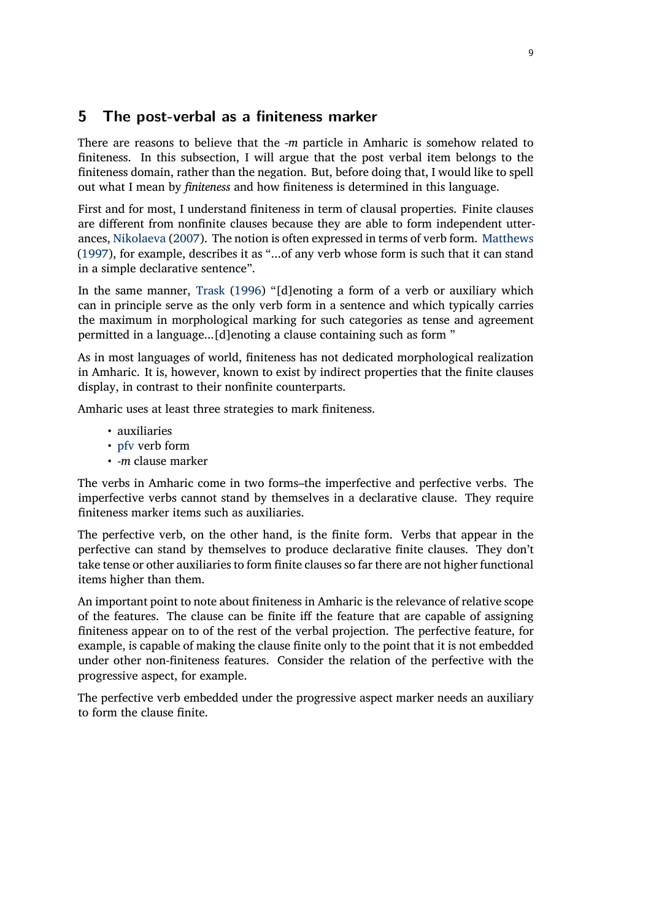## 5 The post-verbal as a finiteness marker

There are reasons to believe that the *-m* particle in Amharic is somehow related to finiteness. In this subsection, I will argue that the post verbal item belongs to the finiteness domain, rather than the negation. But, before doing that, I would like to spell out what I mean by *finiteness* and how finiteness is determined in this language.

First and for most, I understand finiteness in term of clausal properties. Finite clauses are different from nonfinite clauses because they are able to form independent utterances, Nikolaeva (2007). The notion is often expressed in terms of verb form. Matthews (1997), for example, describes it as "...of any verb whose form is such that it can stand in a simple declarative sentence".

In the same manner, Trask (1996) "[d]enoting a form of a verb or auxiliary which can in principle serve as the only verb form in a sentence and which typically carries the maximum in morphological marking for such categories as tense and agreement permitted in a language...[d]enoting a clause containing such as form "

As in most languages of world, finiteness has not dedicated morphological realization in Amharic. It is, however, known to exist by indirect properties that the finite clauses display, in contrast to their nonfinite counterparts.

Amharic uses at least three strategies to mark finiteness.

- auxiliaries
- pfv verb form
- *-m* clause marker

The verbs in Amharic come in two forms–the imperfective and perfective verbs. The imperfective verbs cannot stand by themselves in a declarative clause. They require finiteness marker items such as auxiliaries.

The perfective verb, on the other hand, is the finite form. Verbs that appear in the perfective can stand by themselves to produce declarative finite clauses. They don't take tense or other auxiliaries to form finite clauses so far there are not higher functional items higher than them.

An important point to note about finiteness in Amharic is the relevance of relative scope of the features. The clause can be finite iff the feature that are capable of assigning finiteness appear on to of the rest of the verbal projection. The perfective feature, for example, is capable of making the clause finite only to the point that it is not embedded under other non-finiteness features. Consider the relation of the perfective with the progressive aspect, for example.

The perfective verb embedded under the progressive aspect marker needs an auxiliary to form the clause finite.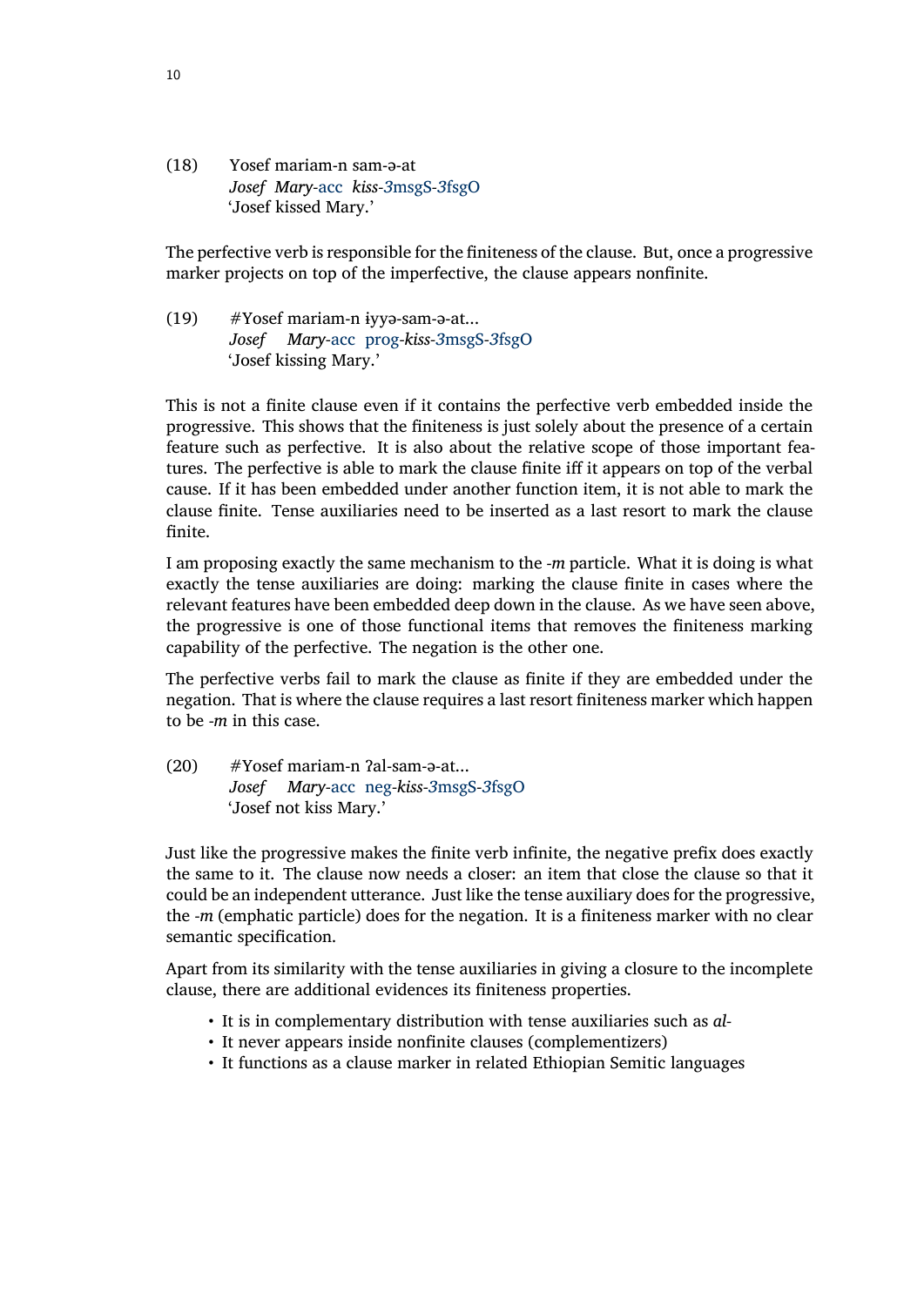(18) Yosef mariam-n sam-ə-at  
*Josef Mary*-acc *kiss*-*3*msgS-*3*fsgO  
'Josef kissed Mary.'

The perfective verb is responsible for the finiteness of the clause. But, once a progressive marker projects on top of the imperfective, the clause appears nonfinite.

(19) #Yosef mariam-n ɨyyə-sam-ə-at...  
*Josef Mary*-acc prog-*kiss*-*3*msgS-*3*fsgO  
'Josef kissing Mary.'

This is not a finite clause even if it contains the perfective verb embedded inside the progressive. This shows that the finiteness is just solely about the presence of a certain feature such as perfective. It is also about the relative scope of those important features. The perfective is able to mark the clause finite iff it appears on top of the verbal cause. If it has been embedded under another function item, it is not able to mark the clause finite. Tense auxiliaries need to be inserted as a last resort to mark the clause finite.

I am proposing exactly the same mechanism to the *-m* particle. What it is doing is what exactly the tense auxiliaries are doing: marking the clause finite in cases where the relevant features have been embedded deep down in the clause. As we have seen above, the progressive is one of those functional items that removes the finiteness marking capability of the perfective. The negation is the other one.

The perfective verbs fail to mark the clause as finite if they are embedded under the negation. That is where the clause requires a last resort finiteness marker which happen to be *-m* in this case.

(20) #Yosef mariam-n ʔal-sam-ə-at...  
*Josef Mary*-acc neg-*kiss*-*3*msgS-*3*fsgO  
'Josef not kiss Mary.'

Just like the progressive makes the finite verb infinite, the negative prefix does exactly the same to it. The clause now needs a closer: an item that close the clause so that it could be an independent utterance. Just like the tense auxiliary does for the progressive, the *-m* (emphatic particle) does for the negation. It is a finiteness marker with no clear semantic specification.

Apart from its similarity with the tense auxiliaries in giving a closure to the incomplete clause, there are additional evidences its finiteness properties.

- It is in complementary distribution with tense auxiliaries such as *al-*
- It never appears inside nonfinite clauses (complementizers)
- It functions as a clause marker in related Ethiopian Semitic languages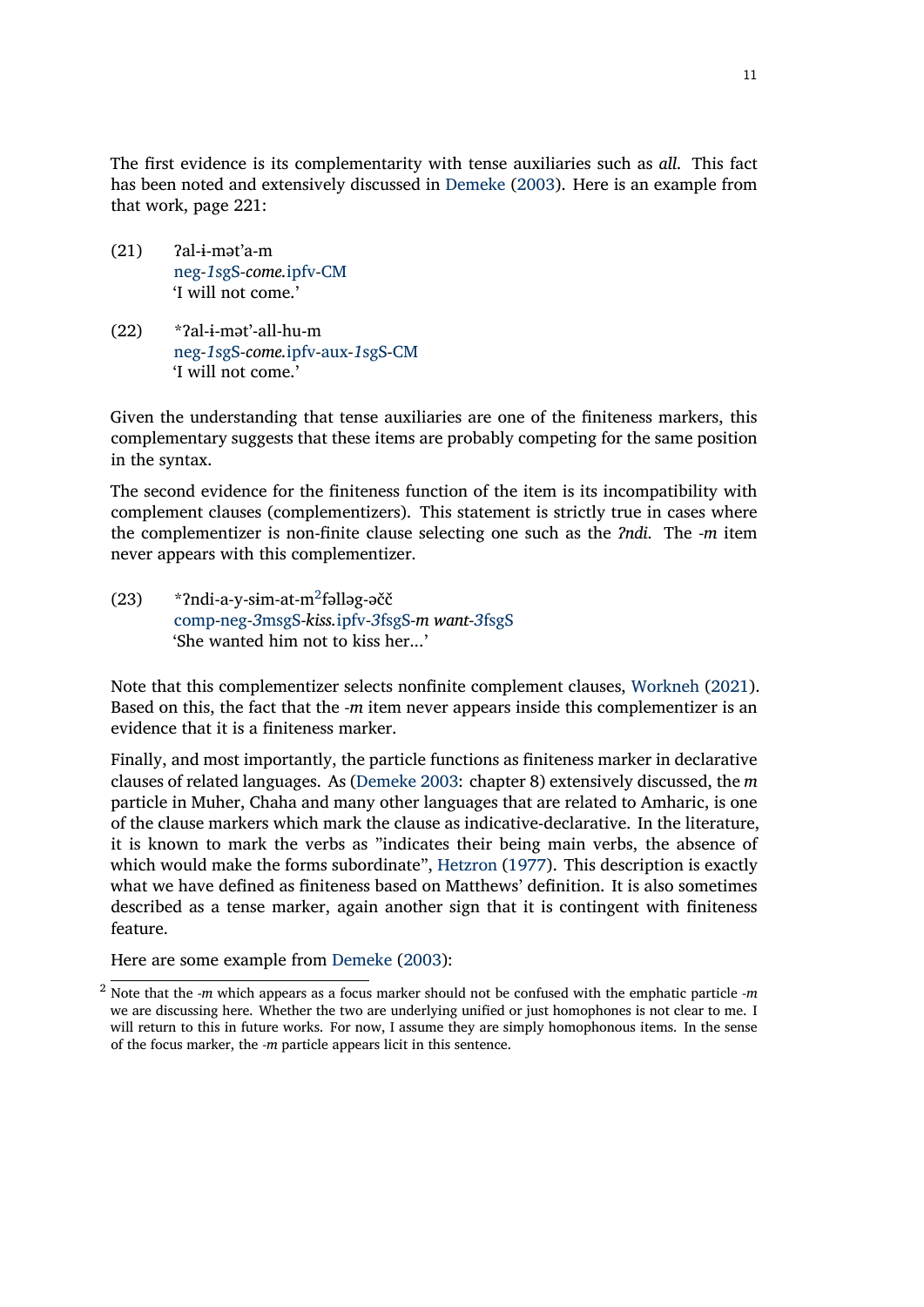The first evidence is its complementarity with tense auxiliaries such as *all*. This fact has been noted and extensively discussed in Demeke (2003). Here is an example from that work, page 221:

(21) ʔal-ɨ-mət'a-m
neg-*1*sgS-*come.*ipfv-CM
'I will not come.'

(22) *ʔal-ɨ-mət'-all-hu-m
neg-*1*sgS-*come.*ipfv-aux-*1*sgS-CM
'I will not come.'

Given the understanding that tense auxiliaries are one of the finiteness markers, this complementary suggests that these items are probably competing for the same position in the syntax.

The second evidence for the finiteness function of the item is its incompatibility with complement clauses (complementizers). This statement is strictly true in cases where the complementizer is non-finite clause selecting one such as the *ʔndi*. The *-m* item never appears with this complementizer.

(23) *ʔndi-a-y-sɨm-at-m[2]fəlləg-əčč
comp-neg-*3*msgS-*kiss.*ipfv-*3*fsgS-*m* *want*-*3*fsgS
'She wanted him not to kiss her...'

Note that this complementizer selects nonfinite complement clauses, Workneh (2021). Based on this, the fact that the *-m* item never appears inside this complementizer is an evidence that it is a finiteness marker.

Finally, and most importantly, the particle functions as finiteness marker in declarative clauses of related languages. As (Demeke 2003: chapter 8) extensively discussed, the *m* particle in Muher, Chaha and many other languages that are related to Amharic, is one of the clause markers which mark the clause as indicative-declarative. In the literature, it is known to mark the verbs as "indicates their being main verbs, the absence of which would make the forms subordinate", Hetzron (1977). This description is exactly what we have defined as finiteness based on Matthews' definition. It is also sometimes described as a tense marker, again another sign that it is contingent with finiteness feature.

Here are some example from Demeke (2003):

[2] Note that the *-m* which appears as a focus marker should not be confused with the emphatic particle *-m* we are discussing here. Whether the two are underlying unified or just homophones is not clear to me. I will return to this in future works. For now, I assume they are simply homophonous items. In the sense of the focus marker, the *-m* particle appears licit in this sentence.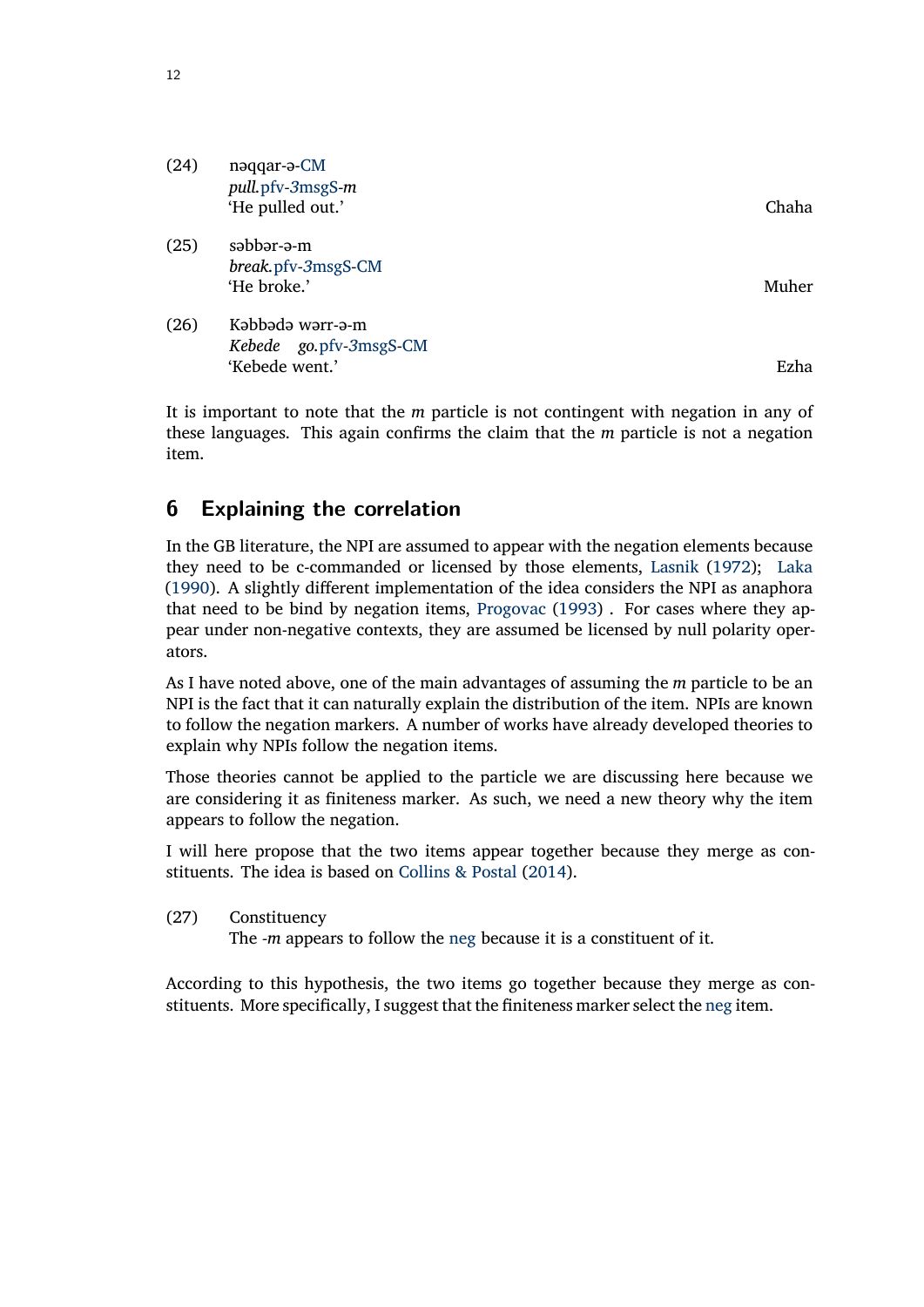(24) nəqqar-ə-CM
*pull*.pfv-*3*msgS-*m*
'He pulled out.' Chaha

(25) səbbər-ə-m
*break*.pfv-*3*msgS-CM
'He broke.' Muher

(26) Kəbbədə wərr-ə-m
*Kebede* *go*.pfv-*3*msgS-CM
'Kebede went.' Ezha

It is important to note that the *m* particle is not contingent with negation in any of these languages. This again confirms the claim that the *m* particle is not a negation item.

## 6 Explaining the correlation

In the GB literature, the NPI are assumed to appear with the negation elements because they need to be c-commanded or licensed by those elements, Lasnik (1972); Laka (1990). A slightly different implementation of the idea considers the NPI as anaphora that need to be bind by negation items, Progovac (1993) . For cases where they appear under non-negative contexts, they are assumed be licensed by null polarity operators.

As I have noted above, one of the main advantages of assuming the *m* particle to be an NPI is the fact that it can naturally explain the distribution of the item. NPIs are known to follow the negation markers. A number of works have already developed theories to explain why NPIs follow the negation items.

Those theories cannot be applied to the particle we are discussing here because we are considering it as finiteness marker. As such, we need a new theory why the item appears to follow the negation.

I will here propose that the two items appear together because they merge as constituents. The idea is based on Collins & Postal (2014).

(27) Constituency
The *-m* appears to follow the neg because it is a constituent of it.

According to this hypothesis, the two items go together because they merge as constituents. More specifically, I suggest that the finiteness marker select the neg item.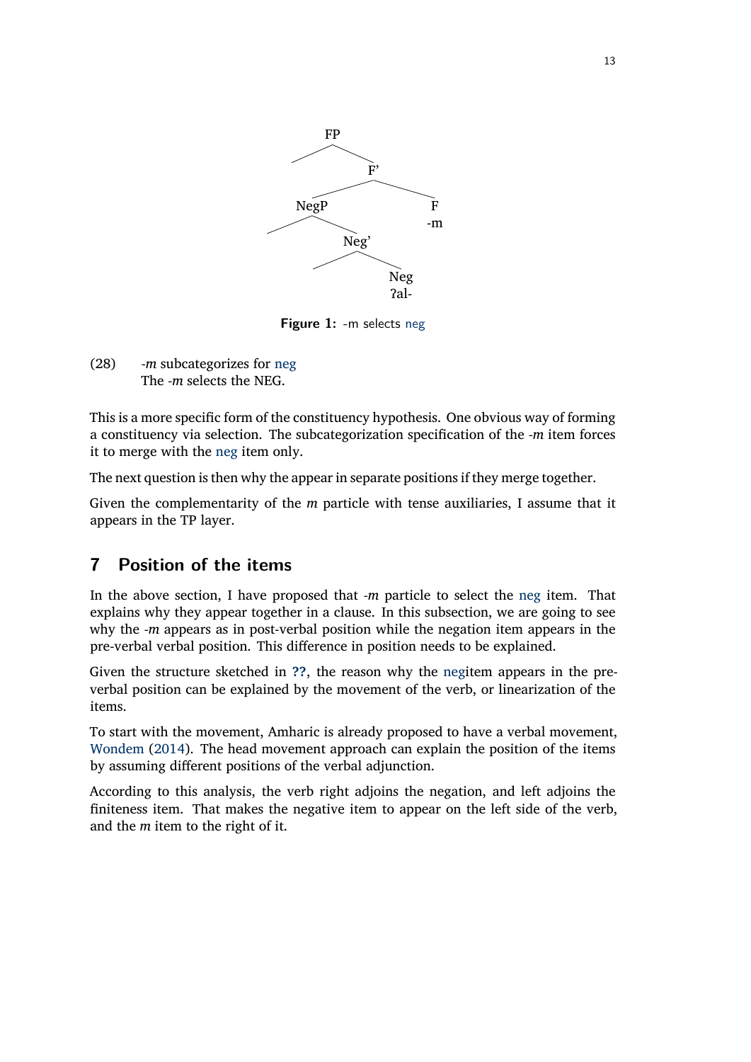```
            FP
           /  \
              F'
            /    \
        NegP      F
        /  \      -m
            Neg'
           /   \
               Neg
               ʔal-
```

**Figure 1:** -m selects neg

(28) *-m* subcategorizes for neg
The *-m* selects the NEG.

This is a more specific form of the constituency hypothesis. One obvious way of forming a constituency via selection. The subcategorization specification of the *-m* item forces it to merge with the neg item only.

The next question is then why the appear in separate positions if they merge together.

Given the complementarity of the *m* particle with tense auxiliaries, I assume that it appears in the TP layer.

## 7 Position of the items

In the above section, I have proposed that *-m* particle to select the neg item. That explains why they appear together in a clause. In this subsection, we are going to see why the *-m* appears as in post-verbal position while the negation item appears in the pre-verbal verbal position. This difference in position needs to be explained.

Given the structure sketched in **??**, the reason why the negitem appears in the pre-verbal position can be explained by the movement of the verb, or linearization of the items.

To start with the movement, Amharic is already proposed to have a verbal movement, Wondem (2014). The head movement approach can explain the position of the items by assuming different positions of the verbal adjunction.

According to this analysis, the verb right adjoins the negation, and left adjoins the finiteness item. That makes the negative item to appear on the left side of the verb, and the *m* item to the right of it.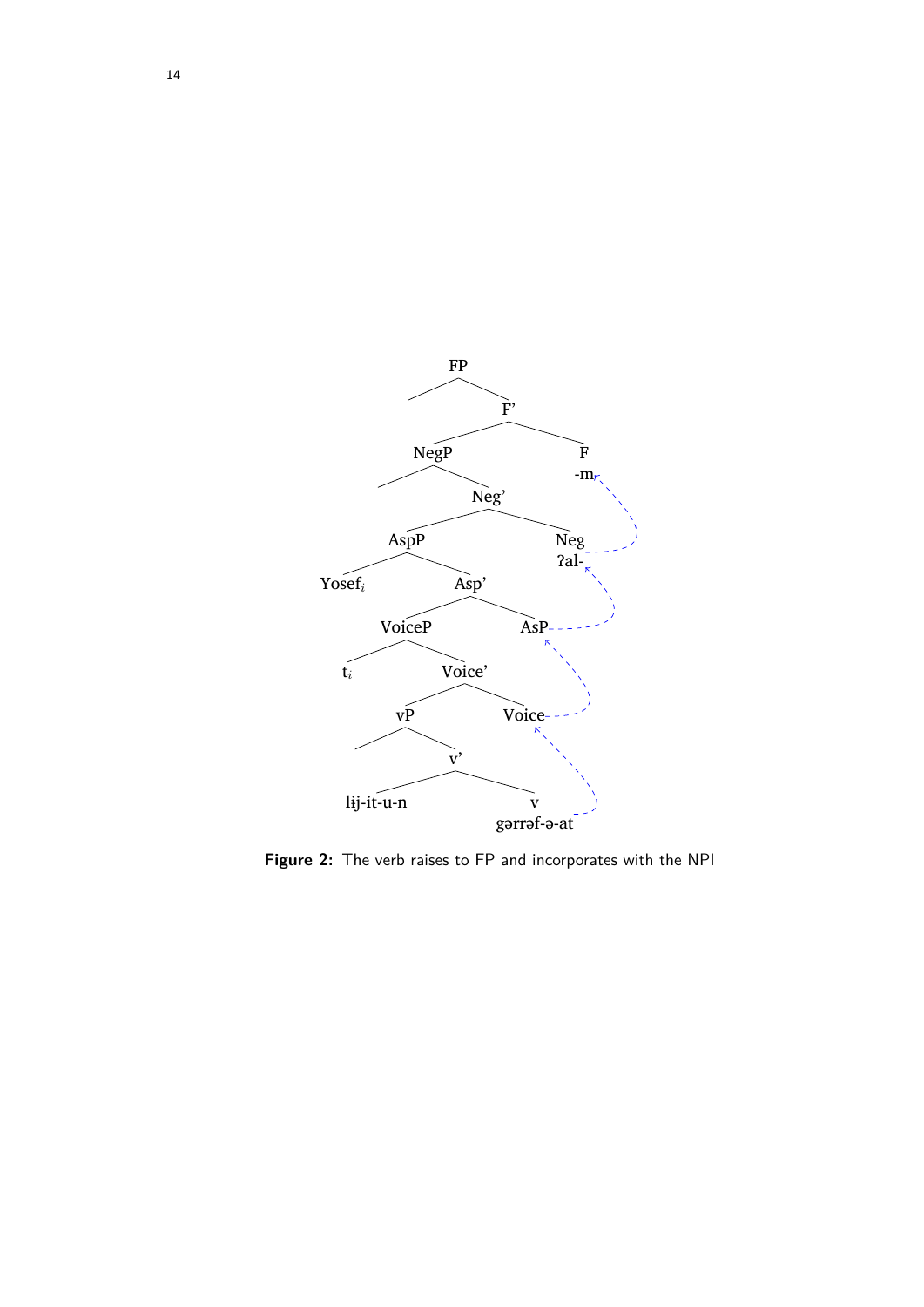FP

F'

NegP

F

-m

Neg'

AspP

Neg

ʔal-

Yosef$_i$

Asp'

VoiceP

AsP

t$_i$

Voice'

vP

Voice

v'

lɨj-it-u-n

v

gərrəf-ə-at

**Figure 2:** The verb raises to FP and incorporates with the NPI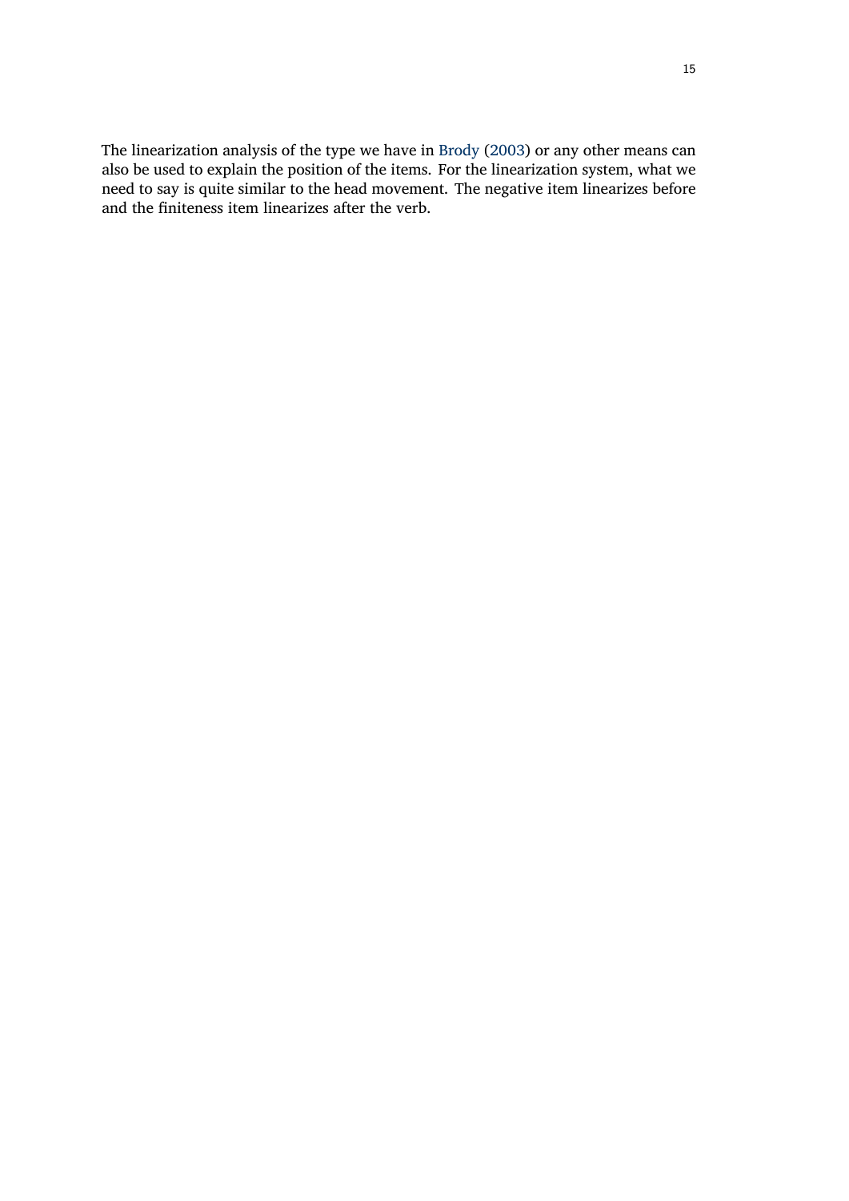The linearization analysis of the type we have in Brody (2003) or any other means can also be used to explain the position of the items. For the linearization system, what we need to say is quite similar to the head movement. The negative item linearizes before and the finiteness item linearizes after the verb.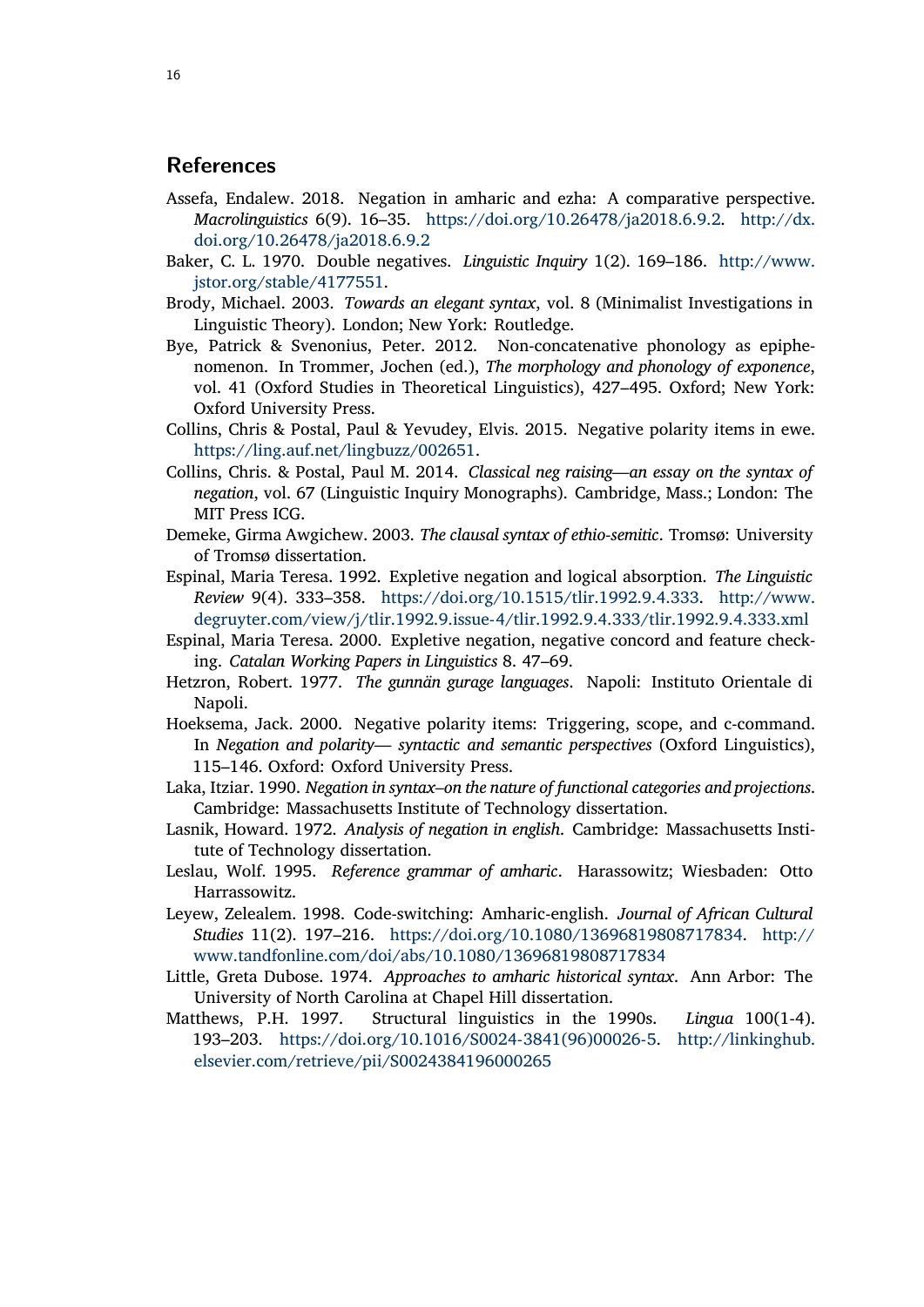## References

Assefa, Endalew. 2018. Negation in amharic and ezha: A comparative perspective. *Macrolinguistics* 6(9). 16–35. https://doi.org/10.26478/ja2018.6.9.2. http://dx.doi.org/10.26478/ja2018.6.9.2

Baker, C. L. 1970. Double negatives. *Linguistic Inquiry* 1(2). 169–186. http://www.jstor.org/stable/4177551.

Brody, Michael. 2003. *Towards an elegant syntax*, vol. 8 (Minimalist Investigations in Linguistic Theory). London; New York: Routledge.

Bye, Patrick & Svenonius, Peter. 2012. Non-concatenative phonology as epiphenomenon. In Trommer, Jochen (ed.), *The morphology and phonology of exponence*, vol. 41 (Oxford Studies in Theoretical Linguistics), 427–495. Oxford; New York: Oxford University Press.

Collins, Chris & Postal, Paul & Yevudey, Elvis. 2015. Negative polarity items in ewe. https://ling.auf.net/lingbuzz/002651.

Collins, Chris. & Postal, Paul M. 2014. *Classical neg raising—an essay on the syntax of negation*, vol. 67 (Linguistic Inquiry Monographs). Cambridge, Mass.; London: The MIT Press ICG.

Demeke, Girma Awgichew. 2003. *The clausal syntax of ethio-semitic*. Tromsø: University of Tromsø dissertation.

Espinal, Maria Teresa. 1992. Expletive negation and logical absorption. *The Linguistic Review* 9(4). 333–358. https://doi.org/10.1515/tlir.1992.9.4.333. http://www.degruyter.com/view/j/tlir.1992.9.issue-4/tlir.1992.9.4.333/tlir.1992.9.4.333.xml

Espinal, Maria Teresa. 2000. Expletive negation, negative concord and feature checking. *Catalan Working Papers in Linguistics* 8. 47–69.

Hetzron, Robert. 1977. *The gunnän gurage languages*. Napoli: Instituto Orientale di Napoli.

Hoeksema, Jack. 2000. Negative polarity items: Triggering, scope, and c-command. In *Negation and polarity— syntactic and semantic perspectives* (Oxford Linguistics), 115–146. Oxford: Oxford University Press.

Laka, Itziar. 1990. *Negation in syntax–on the nature of functional categories and projections*. Cambridge: Massachusetts Institute of Technology dissertation.

Lasnik, Howard. 1972. *Analysis of negation in english*. Cambridge: Massachusetts Institute of Technology dissertation.

Leslau, Wolf. 1995. *Reference grammar of amharic*. Harassowitz; Wiesbaden: Otto Harrassowitz.

Leyew, Zelealem. 1998. Code-switching: Amharic-english. *Journal of African Cultural Studies* 11(2). 197–216. https://doi.org/10.1080/13696819808717834. http://www.tandfonline.com/doi/abs/10.1080/13696819808717834

Little, Greta Dubose. 1974. *Approaches to amharic historical syntax*. Ann Arbor: The University of North Carolina at Chapel Hill dissertation.

Matthews, P.H. 1997. Structural linguistics in the 1990s. *Lingua* 100(1-4). 193–203. https://doi.org/10.1016/S0024-3841(96)00026-5. http://linkinghub.elsevier.com/retrieve/pii/S0024384196000265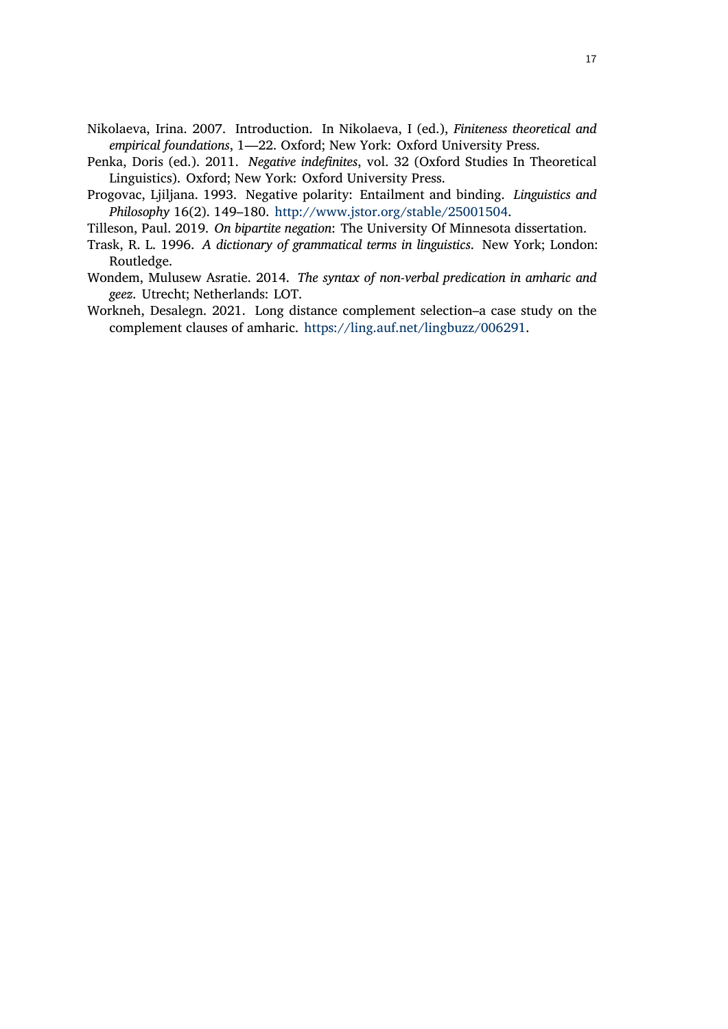Nikolaeva, Irina. 2007. Introduction. In Nikolaeva, I (ed.), *Finiteness theoretical and empirical foundations*, 1—22. Oxford; New York: Oxford University Press.

Penka, Doris (ed.). 2011. *Negative indefinites*, vol. 32 (Oxford Studies In Theoretical Linguistics). Oxford; New York: Oxford University Press.

Progovac, Ljiljana. 1993. Negative polarity: Entailment and binding. *Linguistics and Philosophy* 16(2). 149–180. http://www.jstor.org/stable/25001504.

Tilleson, Paul. 2019. *On bipartite negation*: The University Of Minnesota dissertation.

Trask, R. L. 1996. *A dictionary of grammatical terms in linguistics*. New York; London: Routledge.

Wondem, Mulusew Asratie. 2014. *The syntax of non-verbal predication in amharic and geez*. Utrecht; Netherlands: LOT.

Workneh, Desalegn. 2021. Long distance complement selection–a case study on the complement clauses of amharic. https://ling.auf.net/lingbuzz/006291.